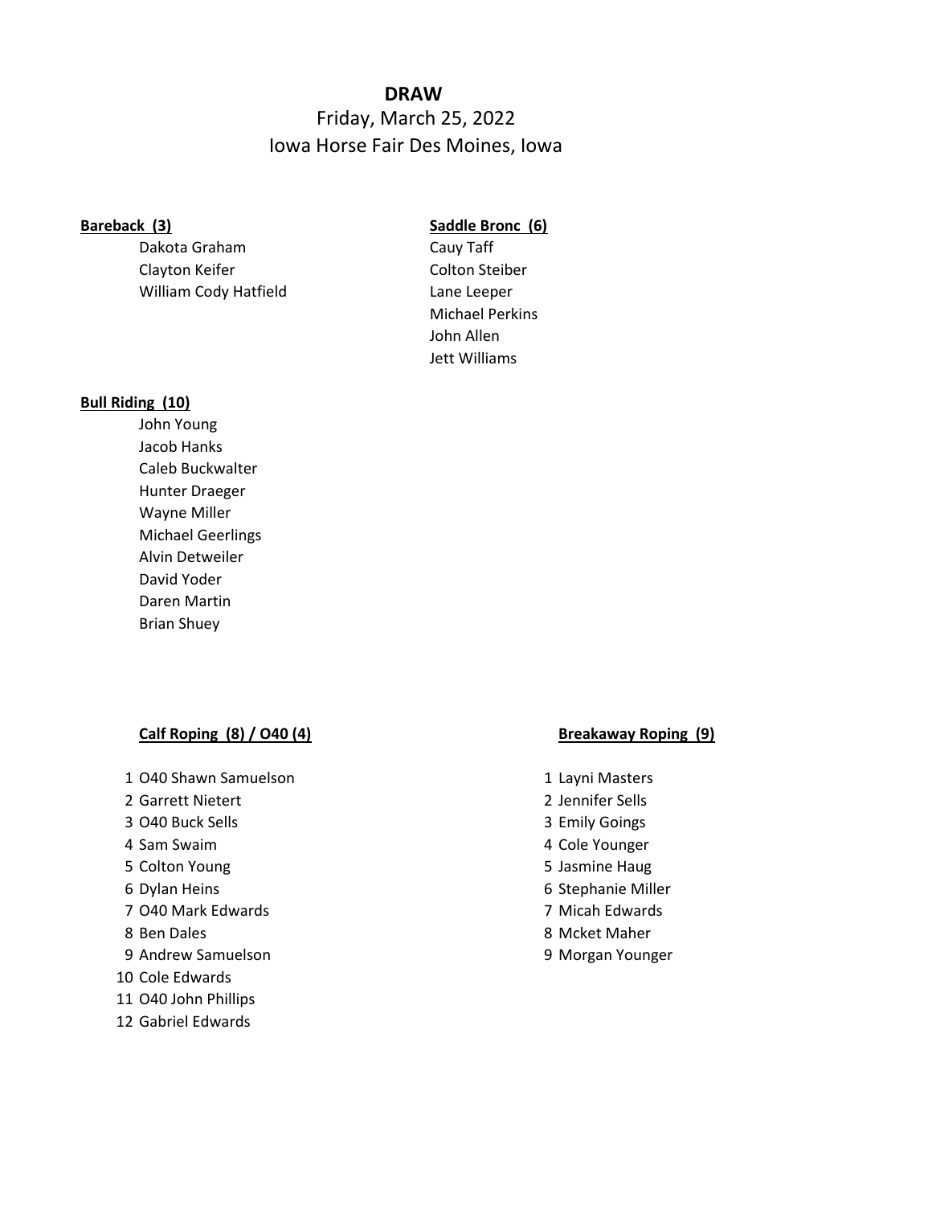# DRAW

Friday, March 25, 2022

Iowa Horse Fair Des Moines, Iowa

**Bareback (3)**

- Dakota Graham
- Clayton Keifer
- William Cody Hatfield

**Saddle Bronc (6)**

- Cauy Taff
- Colton Steiber
- Lane Leeper
- Michael Perkins
- John Allen
- Jett Williams

**Bull Riding (10)**

- John Young
- Jacob Hanks
- Caleb Buckwalter
- Hunter Draeger
- Wayne Miller
- Michael Geerlings
- Alvin Detweiler
- David Yoder
- Daren Martin
- Brian Shuey

**Calf Roping (8) / O40 (4)**

1. O40 Shawn Samuelson
2. Garrett Nietert
3. O40 Buck Sells
4. Sam Swaim
5. Colton Young
6. Dylan Heins
7. O40 Mark Edwards
8. Ben Dales
9. Andrew Samuelson
10. Cole Edwards
11. O40 John Phillips
12. Gabriel Edwards

**Breakaway Roping (9)**

1. Layni Masters
2. Jennifer Sells
3. Emily Goings
4. Cole Younger
5. Jasmine Haug
6. Stephanie Miller
7. Micah Edwards
8. Mcket Maher
9. Morgan Younger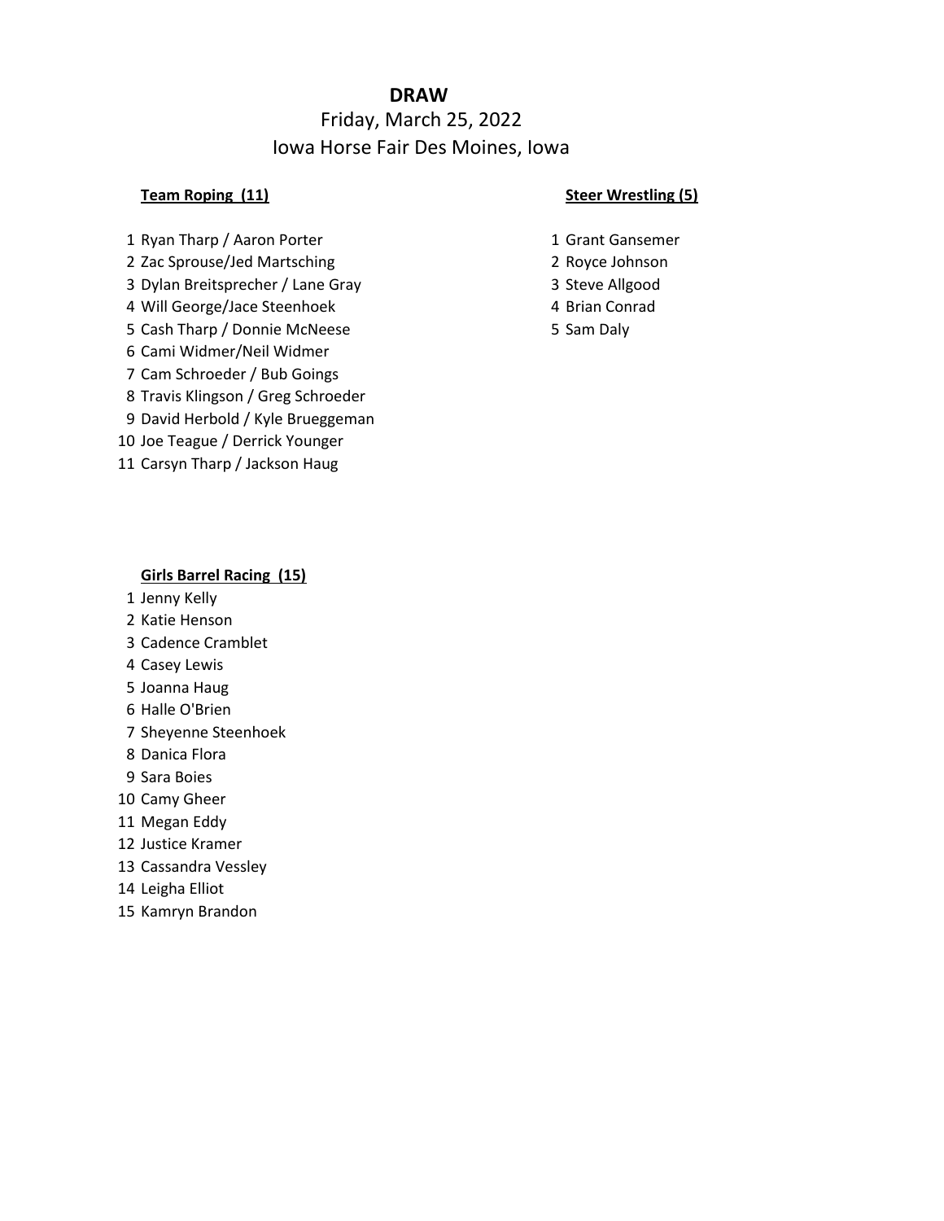**DRAW**

Friday, March 25, 2022

Iowa Horse Fair Des Moines, Iowa

**Team Roping (11)**

1 Ryan Tharp / Aaron Porter
2 Zac Sprouse/Jed Martsching
3 Dylan Breitsprecher / Lane Gray
4 Will George/Jace Steenhoek
5 Cash Tharp / Donnie McNeese
6 Cami Widmer/Neil Widmer
7 Cam Schroeder / Bub Goings
8 Travis Klingson / Greg Schroeder
9 David Herbold / Kyle Brueggeman
10 Joe Teague / Derrick Younger
11 Carsyn Tharp / Jackson Haug

**Steer Wrestling (5)**

1 Grant Gansemer
2 Royce Johnson
3 Steve Allgood
4 Brian Conrad
5 Sam Daly

**Girls Barrel Racing (15)**

1 Jenny Kelly
2 Katie Henson
3 Cadence Cramblet
4 Casey Lewis
5 Joanna Haug
6 Halle O'Brien
7 Sheyenne Steenhoek
8 Danica Flora
9 Sara Boies
10 Camy Gheer
11 Megan Eddy
12 Justice Kramer
13 Cassandra Vessley
14 Leigha Elliot
15 Kamryn Brandon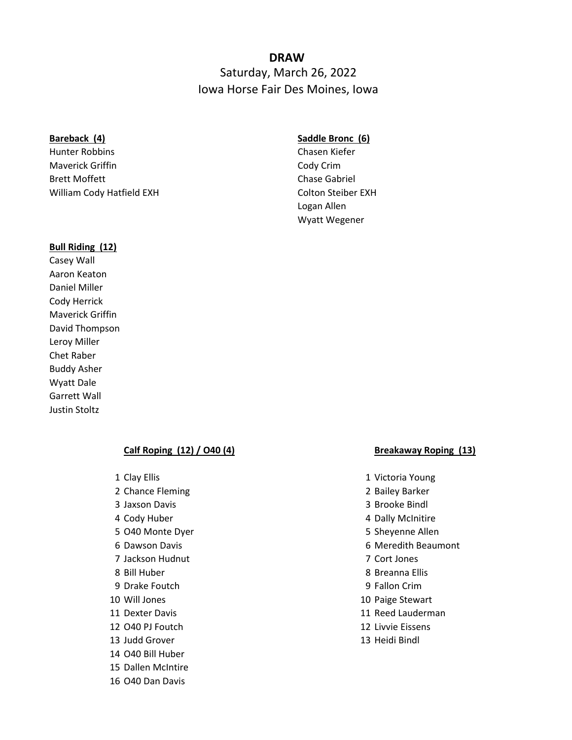**DRAW**

Saturday, March 26, 2022

Iowa Horse Fair Des Moines, Iowa

**Bareback (4)**

Hunter Robbins
Maverick Griffin
Brett Moffett
William Cody Hatfield EXH

**Saddle Bronc (6)**

Chasen Kiefer
Cody Crim
Chase Gabriel
Colton Steiber EXH
Logan Allen
Wyatt Wegener

**Bull Riding (12)**

Casey Wall
Aaron Keaton
Daniel Miller
Cody Herrick
Maverick Griffin
David Thompson
Leroy Miller
Chet Raber
Buddy Asher
Wyatt Dale
Garrett Wall
Justin Stoltz

**Calf Roping (12) / O40 (4)**

1 Clay Ellis
2 Chance Fleming
3 Jaxson Davis
4 Cody Huber
5 O40 Monte Dyer
6 Dawson Davis
7 Jackson Hudnut
8 Bill Huber
9 Drake Foutch
10 Will Jones
11 Dexter Davis
12 O40 PJ Foutch
13 Judd Grover
14 O40 Bill Huber
15 Dallen McIntire
16 O40 Dan Davis

**Breakaway Roping (13)**

1 Victoria Young
2 Bailey Barker
3 Brooke Bindl
4 Dally McInitire
5 Sheyenne Allen
6 Meredith Beaumont
7 Cort Jones
8 Breanna Ellis
9 Fallon Crim
10 Paige Stewart
11 Reed Lauderman
12 Livvie Eissens
13 Heidi Bindl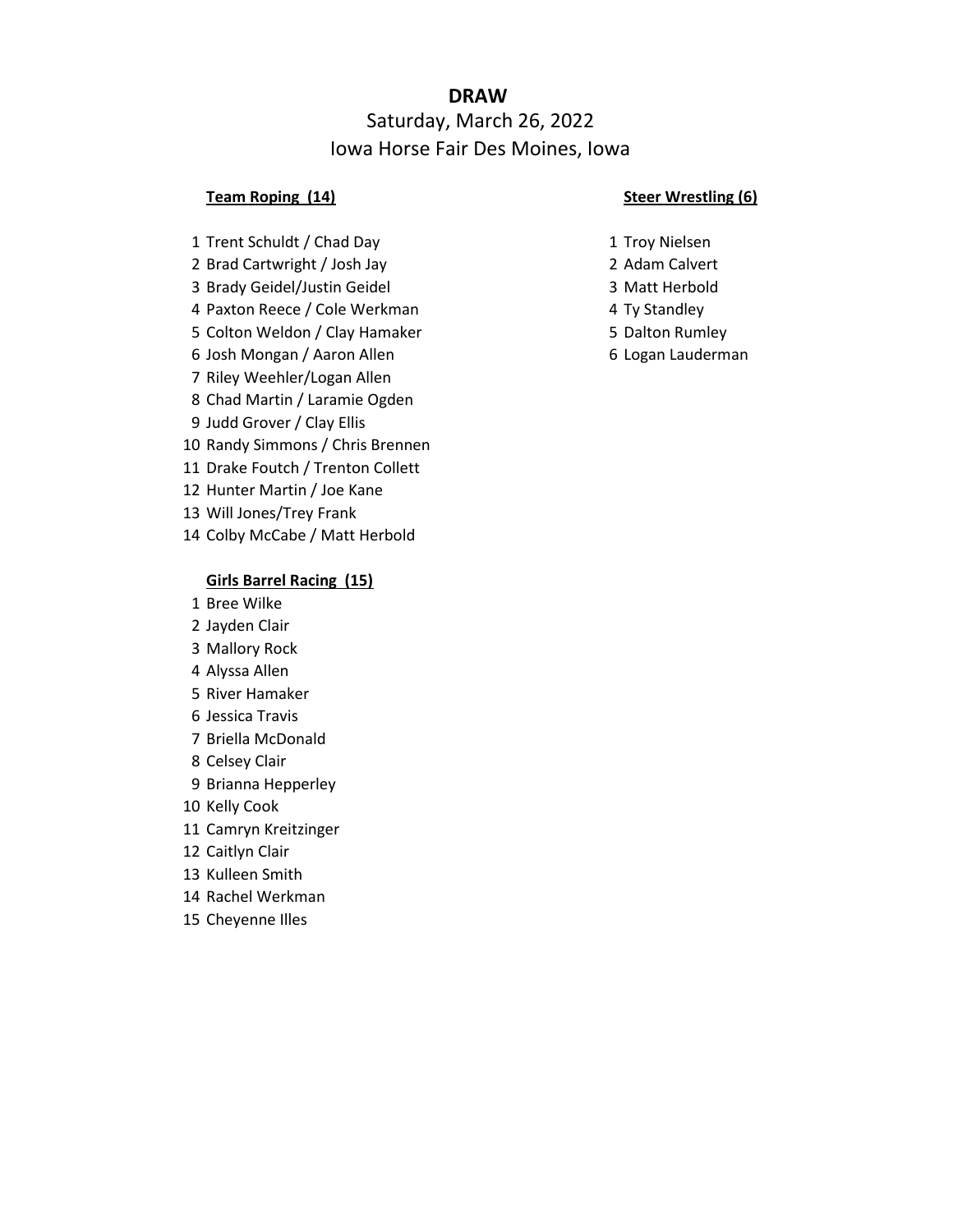# DRAW

Saturday, March 26, 2022

Iowa Horse Fair Des Moines, Iowa

**Team Roping (14)**

1 Trent Schuldt / Chad Day
2 Brad Cartwright / Josh Jay
3 Brady Geidel/Justin Geidel
4 Paxton Reece / Cole Werkman
5 Colton Weldon / Clay Hamaker
6 Josh Mongan / Aaron Allen
7 Riley Weehler/Logan Allen
8 Chad Martin / Laramie Ogden
9 Judd Grover / Clay Ellis
10 Randy Simmons / Chris Brennen
11 Drake Foutch / Trenton Collett
12 Hunter Martin / Joe Kane
13 Will Jones/Trey Frank
14 Colby McCabe / Matt Herbold

**Girls Barrel Racing (15)**

1 Bree Wilke
2 Jayden Clair
3 Mallory Rock
4 Alyssa Allen
5 River Hamaker
6 Jessica Travis
7 Briella McDonald
8 Celsey Clair
9 Brianna Hepperley
10 Kelly Cook
11 Camryn Kreitzinger
12 Caitlyn Clair
13 Kulleen Smith
14 Rachel Werkman
15 Cheyenne Illes

**Steer Wrestling (6)**

1 Troy Nielsen
2 Adam Calvert
3 Matt Herbold
4 Ty Standley
5 Dalton Rumley
6 Logan Lauderman